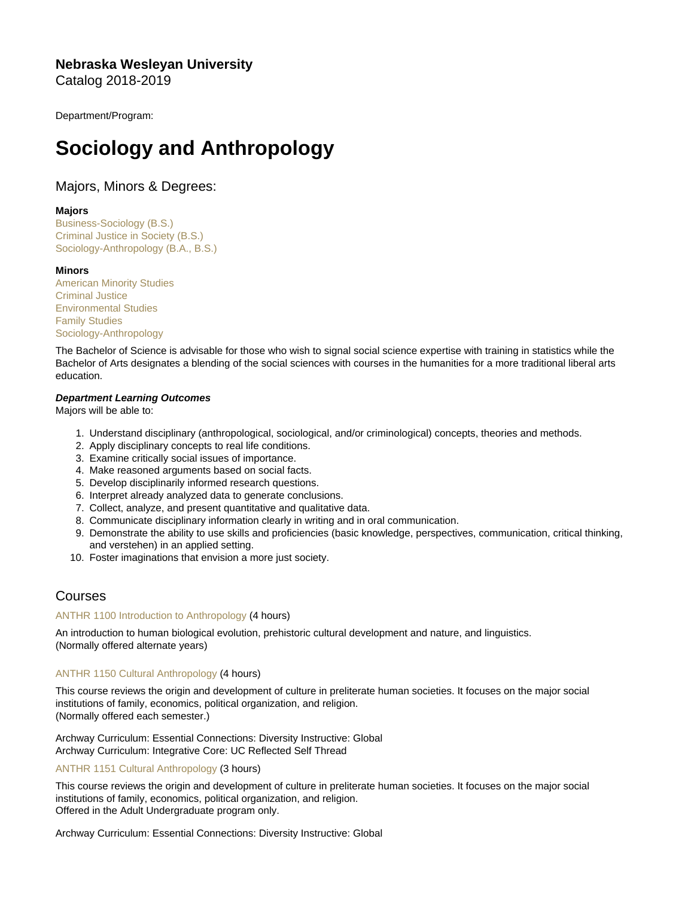**Nebraska Wesleyan University**
Catalog 2018-2019

Department/Program:

# Sociology and Anthropology

## Majors, Minors & Degrees:

**Majors**
Business-Sociology (B.S.)
Criminal Justice in Society (B.S.)
Sociology-Anthropology (B.A., B.S.)

**Minors**
American Minority Studies
Criminal Justice
Environmental Studies
Family Studies
Sociology-Anthropology

The Bachelor of Science is advisable for those who wish to signal social science expertise with training in statistics while the Bachelor of Arts designates a blending of the social sciences with courses in the humanities for a more traditional liberal arts education.

***Department Learning Outcomes***
Majors will be able to:

1. Understand disciplinary (anthropological, sociological, and/or criminological) concepts, theories and methods.
2. Apply disciplinary concepts to real life conditions.
3. Examine critically social issues of importance.
4. Make reasoned arguments based on social facts.
5. Develop disciplinarily informed research questions.
6. Interpret already analyzed data to generate conclusions.
7. Collect, analyze, and present quantitative and qualitative data.
8. Communicate disciplinary information clearly in writing and in oral communication.
9. Demonstrate the ability to use skills and proficiencies (basic knowledge, perspectives, communication, critical thinking, and verstehen) in an applied setting.
10. Foster imaginations that envision a more just society.

## Courses

ANTHR 1100 Introduction to Anthropology (4 hours)

An introduction to human biological evolution, prehistoric cultural development and nature, and linguistics.
(Normally offered alternate years)

ANTHR 1150 Cultural Anthropology (4 hours)

This course reviews the origin and development of culture in preliterate human societies. It focuses on the major social institutions of family, economics, political organization, and religion.
(Normally offered each semester.)

Archway Curriculum: Essential Connections: Diversity Instructive: Global
Archway Curriculum: Integrative Core: UC Reflected Self Thread

ANTHR 1151 Cultural Anthropology (3 hours)

This course reviews the origin and development of culture in preliterate human societies. It focuses on the major social institutions of family, economics, political organization, and religion.
Offered in the Adult Undergraduate program only.

Archway Curriculum: Essential Connections: Diversity Instructive: Global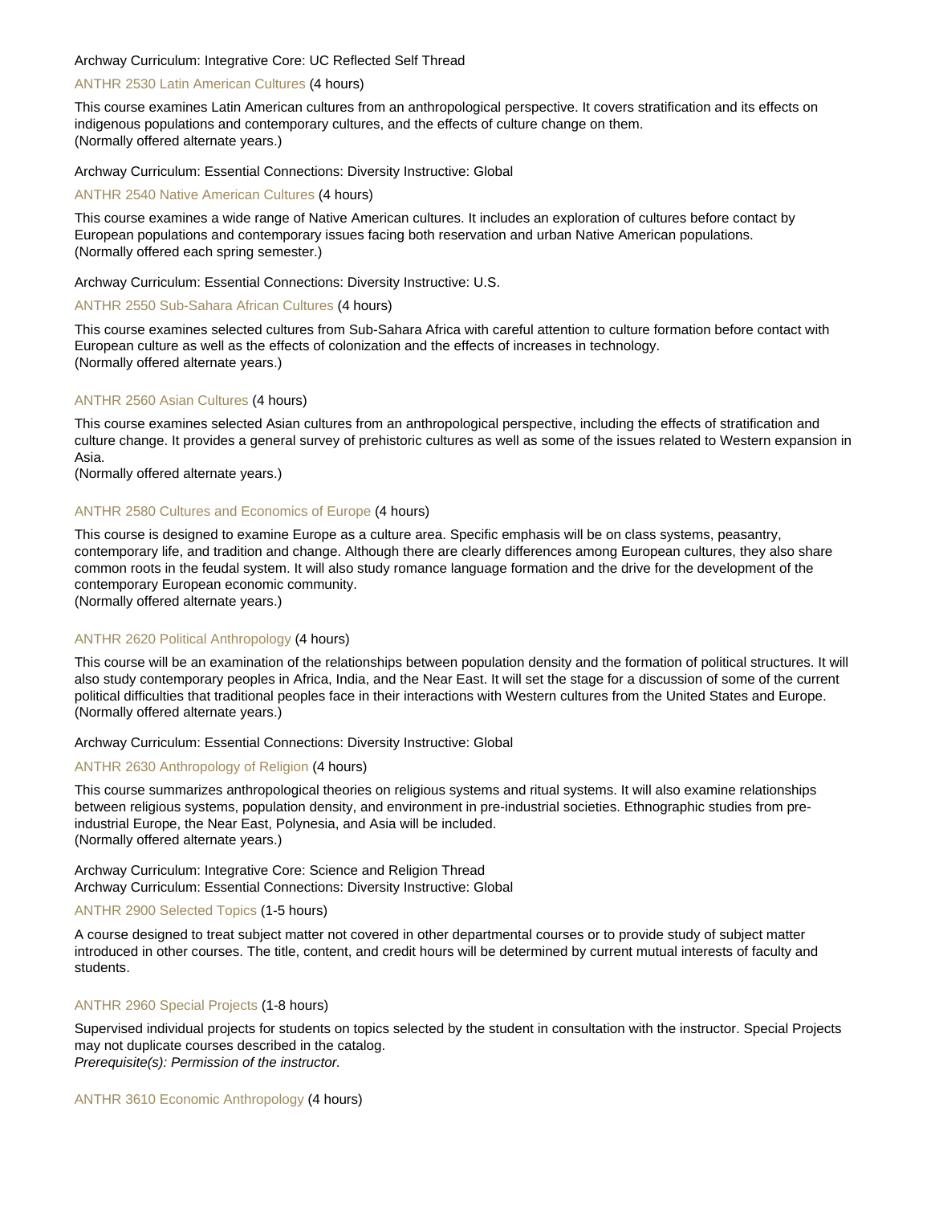Archway Curriculum: Integrative Core: UC Reflected Self Thread

### ANTHR 2530 Latin American Cultures (4 hours)

This course examines Latin American cultures from an anthropological perspective. It covers stratification and its effects on indigenous populations and contemporary cultures, and the effects of culture change on them.
(Normally offered alternate years.)

Archway Curriculum: Essential Connections: Diversity Instructive: Global

### ANTHR 2540 Native American Cultures (4 hours)

This course examines a wide range of Native American cultures. It includes an exploration of cultures before contact by European populations and contemporary issues facing both reservation and urban Native American populations.
(Normally offered each spring semester.)

Archway Curriculum: Essential Connections: Diversity Instructive: U.S.

### ANTHR 2550 Sub-Sahara African Cultures (4 hours)

This course examines selected cultures from Sub-Sahara Africa with careful attention to culture formation before contact with European culture as well as the effects of colonization and the effects of increases in technology.
(Normally offered alternate years.)

### ANTHR 2560 Asian Cultures (4 hours)

This course examines selected Asian cultures from an anthropological perspective, including the effects of stratification and culture change. It provides a general survey of prehistoric cultures as well as some of the issues related to Western expansion in Asia.
(Normally offered alternate years.)

### ANTHR 2580 Cultures and Economics of Europe (4 hours)

This course is designed to examine Europe as a culture area. Specific emphasis will be on class systems, peasantry, contemporary life, and tradition and change. Although there are clearly differences among European cultures, they also share common roots in the feudal system. It will also study romance language formation and the drive for the development of the contemporary European economic community.
(Normally offered alternate years.)

### ANTHR 2620 Political Anthropology (4 hours)

This course will be an examination of the relationships between population density and the formation of political structures. It will also study contemporary peoples in Africa, India, and the Near East. It will set the stage for a discussion of some of the current political difficulties that traditional peoples face in their interactions with Western cultures from the United States and Europe.
(Normally offered alternate years.)

Archway Curriculum: Essential Connections: Diversity Instructive: Global

### ANTHR 2630 Anthropology of Religion (4 hours)

This course summarizes anthropological theories on religious systems and ritual systems. It will also examine relationships between religious systems, population density, and environment in pre-industrial societies. Ethnographic studies from pre-industrial Europe, the Near East, Polynesia, and Asia will be included.
(Normally offered alternate years.)

Archway Curriculum: Integrative Core: Science and Religion Thread
Archway Curriculum: Essential Connections: Diversity Instructive: Global

### ANTHR 2900 Selected Topics (1-5 hours)

A course designed to treat subject matter not covered in other departmental courses or to provide study of subject matter introduced in other courses. The title, content, and credit hours will be determined by current mutual interests of faculty and students.

### ANTHR 2960 Special Projects (1-8 hours)

Supervised individual projects for students on topics selected by the student in consultation with the instructor. Special Projects may not duplicate courses described in the catalog.
*Prerequisite(s): Permission of the instructor.*

### ANTHR 3610 Economic Anthropology (4 hours)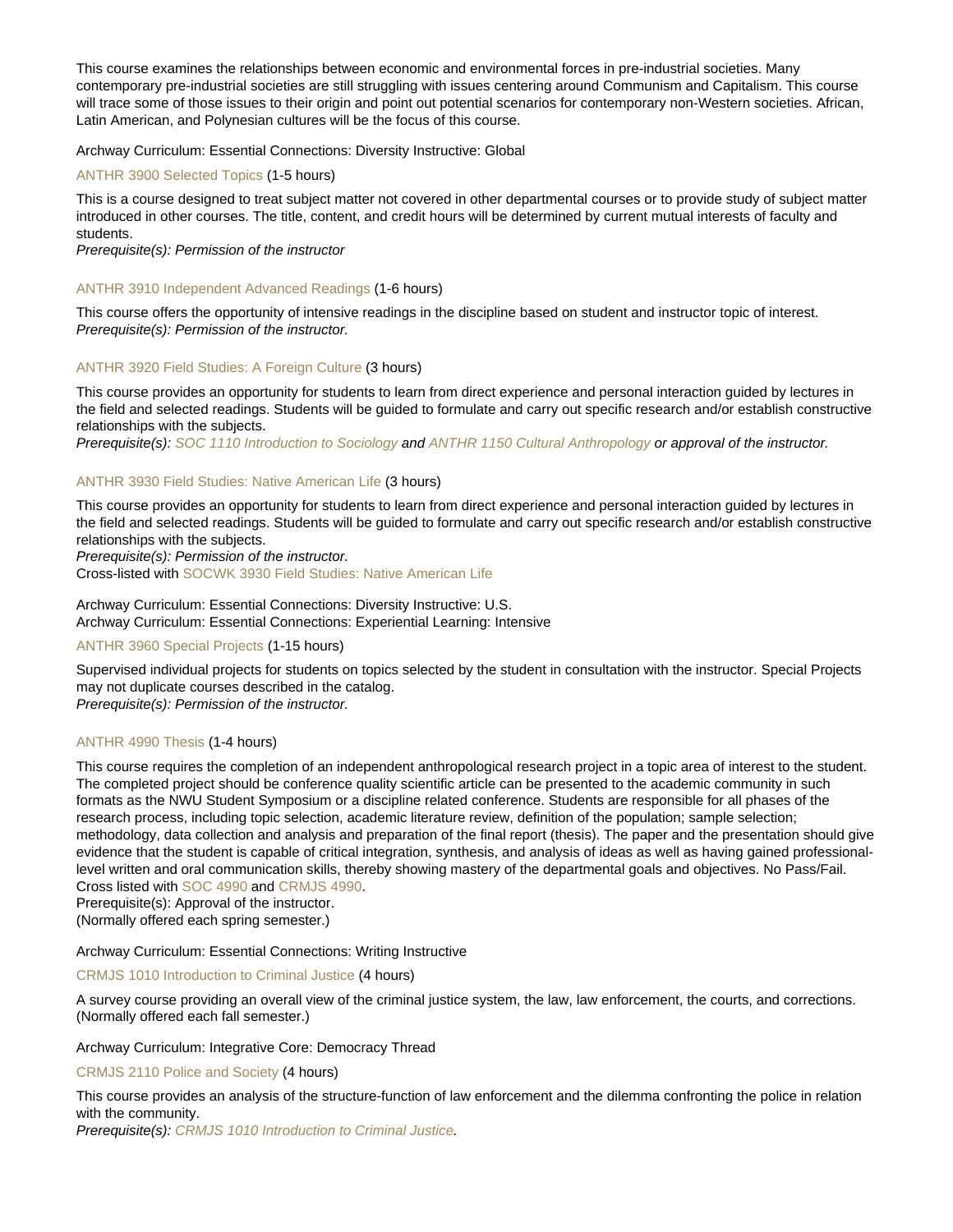This course examines the relationships between economic and environmental forces in pre-industrial societies. Many contemporary pre-industrial societies are still struggling with issues centering around Communism and Capitalism. This course will trace some of those issues to their origin and point out potential scenarios for contemporary non-Western societies. African, Latin American, and Polynesian cultures will be the focus of this course.

Archway Curriculum: Essential Connections: Diversity Instructive: Global

ANTHR 3900 Selected Topics (1-5 hours)

This is a course designed to treat subject matter not covered in other departmental courses or to provide study of subject matter introduced in other courses. The title, content, and credit hours will be determined by current mutual interests of faculty and students.
*Prerequisite(s): Permission of the instructor*

ANTHR 3910 Independent Advanced Readings (1-6 hours)

This course offers the opportunity of intensive readings in the discipline based on student and instructor topic of interest.
*Prerequisite(s): Permission of the instructor.*

ANTHR 3920 Field Studies: A Foreign Culture (3 hours)

This course provides an opportunity for students to learn from direct experience and personal interaction guided by lectures in the field and selected readings. Students will be guided to formulate and carry out specific research and/or establish constructive relationships with the subjects.
*Prerequisite(s): SOC 1110 Introduction to Sociology and ANTHR 1150 Cultural Anthropology or approval of the instructor.*

ANTHR 3930 Field Studies: Native American Life (3 hours)

This course provides an opportunity for students to learn from direct experience and personal interaction guided by lectures in the field and selected readings. Students will be guided to formulate and carry out specific research and/or establish constructive relationships with the subjects.
*Prerequisite(s): Permission of the instructor.*
Cross-listed with SOCWK 3930 Field Studies: Native American Life

Archway Curriculum: Essential Connections: Diversity Instructive: U.S.
Archway Curriculum: Essential Connections: Experiential Learning: Intensive

ANTHR 3960 Special Projects (1-15 hours)

Supervised individual projects for students on topics selected by the student in consultation with the instructor. Special Projects may not duplicate courses described in the catalog.
*Prerequisite(s): Permission of the instructor.*

ANTHR 4990 Thesis (1-4 hours)

This course requires the completion of an independent anthropological research project in a topic area of interest to the student. The completed project should be conference quality scientific article can be presented to the academic community in such formats as the NWU Student Symposium or a discipline related conference. Students are responsible for all phases of the research process, including topic selection, academic literature review, definition of the population; sample selection; methodology, data collection and analysis and preparation of the final report (thesis). The paper and the presentation should give evidence that the student is capable of critical integration, synthesis, and analysis of ideas as well as having gained professional-level written and oral communication skills, thereby showing mastery of the departmental goals and objectives. No Pass/Fail.
Cross listed with SOC 4990 and CRMJS 4990.
Prerequisite(s): Approval of the instructor.
(Normally offered each spring semester.)

Archway Curriculum: Essential Connections: Writing Instructive

CRMJS 1010 Introduction to Criminal Justice (4 hours)

A survey course providing an overall view of the criminal justice system, the law, law enforcement, the courts, and corrections.
(Normally offered each fall semester.)

Archway Curriculum: Integrative Core: Democracy Thread

CRMJS 2110 Police and Society (4 hours)

This course provides an analysis of the structure-function of law enforcement and the dilemma confronting the police in relation with the community.
*Prerequisite(s): CRMJS 1010 Introduction to Criminal Justice.*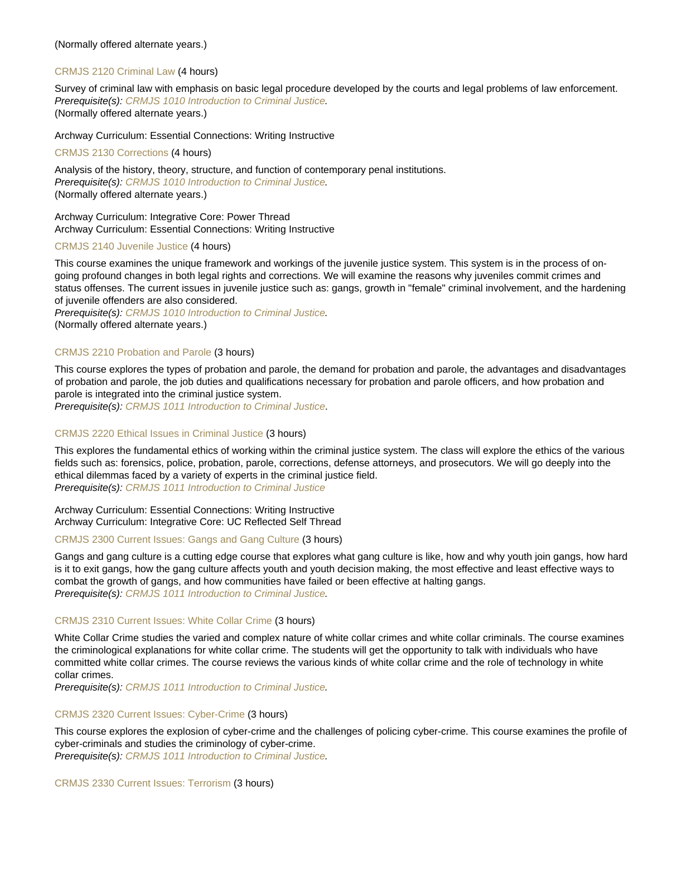(Normally offered alternate years.)

### CRMJS 2120 Criminal Law (4 hours)

Survey of criminal law with emphasis on basic legal procedure developed by the courts and legal problems of law enforcement.
*Prerequisite(s): CRMJS 1010 Introduction to Criminal Justice.*
(Normally offered alternate years.)

Archway Curriculum: Essential Connections: Writing Instructive

### CRMJS 2130 Corrections (4 hours)

Analysis of the history, theory, structure, and function of contemporary penal institutions.
*Prerequisite(s): CRMJS 1010 Introduction to Criminal Justice.*
(Normally offered alternate years.)

Archway Curriculum: Integrative Core: Power Thread
Archway Curriculum: Essential Connections: Writing Instructive

### CRMJS 2140 Juvenile Justice (4 hours)

This course examines the unique framework and workings of the juvenile justice system. This system is in the process of on-going profound changes in both legal rights and corrections. We will examine the reasons why juveniles commit crimes and status offenses. The current issues in juvenile justice such as: gangs, growth in "female" criminal involvement, and the hardening of juvenile offenders are also considered.
*Prerequisite(s): CRMJS 1010 Introduction to Criminal Justice.*
(Normally offered alternate years.)

### CRMJS 2210 Probation and Parole (3 hours)

This course explores the types of probation and parole, the demand for probation and parole, the advantages and disadvantages of probation and parole, the job duties and qualifications necessary for probation and parole officers, and how probation and parole is integrated into the criminal justice system.
*Prerequisite(s): CRMJS 1011 Introduction to Criminal Justice*.

### CRMJS 2220 Ethical Issues in Criminal Justice (3 hours)

This explores the fundamental ethics of working within the criminal justice system. The class will explore the ethics of the various fields such as: forensics, police, probation, parole, corrections, defense attorneys, and prosecutors. We will go deeply into the ethical dilemmas faced by a variety of experts in the criminal justice field.
*Prerequisite(s): CRMJS 1011 Introduction to Criminal Justice*

Archway Curriculum: Essential Connections: Writing Instructive
Archway Curriculum: Integrative Core: UC Reflected Self Thread

### CRMJS 2300 Current Issues: Gangs and Gang Culture (3 hours)

Gangs and gang culture is a cutting edge course that explores what gang culture is like, how and why youth join gangs, how hard is it to exit gangs, how the gang culture affects youth and youth decision making, the most effective and least effective ways to combat the growth of gangs, and how communities have failed or been effective at halting gangs.
*Prerequisite(s): CRMJS 1011 Introduction to Criminal Justice.*

### CRMJS 2310 Current Issues: White Collar Crime (3 hours)

White Collar Crime studies the varied and complex nature of white collar crimes and white collar criminals. The course examines the criminological explanations for white collar crime. The students will get the opportunity to talk with individuals who have committed white collar crimes. The course reviews the various kinds of white collar crime and the role of technology in white collar crimes.
*Prerequisite(s): CRMJS 1011 Introduction to Criminal Justice.*

### CRMJS 2320 Current Issues: Cyber-Crime (3 hours)

This course explores the explosion of cyber-crime and the challenges of policing cyber-crime. This course examines the profile of cyber-criminals and studies the criminology of cyber-crime.
*Prerequisite(s): CRMJS 1011 Introduction to Criminal Justice.*

### CRMJS 2330 Current Issues: Terrorism (3 hours)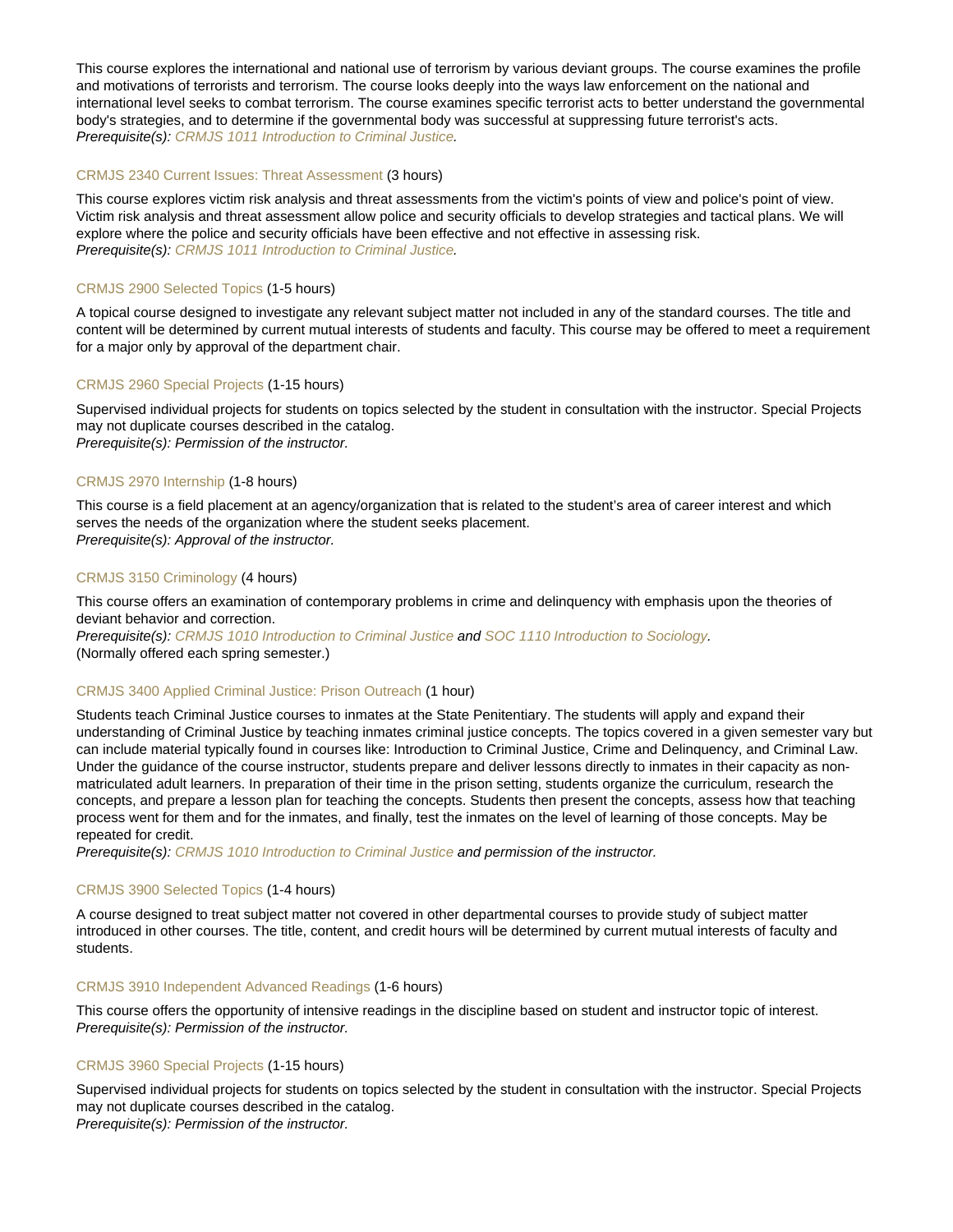This course explores the international and national use of terrorism by various deviant groups. The course examines the profile and motivations of terrorists and terrorism. The course looks deeply into the ways law enforcement on the national and international level seeks to combat terrorism. The course examines specific terrorist acts to better understand the governmental body's strategies, and to determine if the governmental body was successful at suppressing future terrorist's acts.
*Prerequisite(s): CRMJS 1011 Introduction to Criminal Justice.*

### CRMJS 2340 Current Issues: Threat Assessment (3 hours)

This course explores victim risk analysis and threat assessments from the victim's points of view and police's point of view. Victim risk analysis and threat assessment allow police and security officials to develop strategies and tactical plans. We will explore where the police and security officials have been effective and not effective in assessing risk.
*Prerequisite(s): CRMJS 1011 Introduction to Criminal Justice.*

### CRMJS 2900 Selected Topics (1-5 hours)

A topical course designed to investigate any relevant subject matter not included in any of the standard courses. The title and content will be determined by current mutual interests of students and faculty. This course may be offered to meet a requirement for a major only by approval of the department chair.

### CRMJS 2960 Special Projects (1-15 hours)

Supervised individual projects for students on topics selected by the student in consultation with the instructor. Special Projects may not duplicate courses described in the catalog.
*Prerequisite(s): Permission of the instructor.*

### CRMJS 2970 Internship (1-8 hours)

This course is a field placement at an agency/organization that is related to the student's area of career interest and which serves the needs of the organization where the student seeks placement.
*Prerequisite(s): Approval of the instructor.*

### CRMJS 3150 Criminology (4 hours)

This course offers an examination of contemporary problems in crime and delinquency with emphasis upon the theories of deviant behavior and correction.
*Prerequisite(s): CRMJS 1010 Introduction to Criminal Justice and SOC 1110 Introduction to Sociology.*
(Normally offered each spring semester.)

### CRMJS 3400 Applied Criminal Justice: Prison Outreach (1 hour)

Students teach Criminal Justice courses to inmates at the State Penitentiary. The students will apply and expand their understanding of Criminal Justice by teaching inmates criminal justice concepts. The topics covered in a given semester vary but can include material typically found in courses like: Introduction to Criminal Justice, Crime and Delinquency, and Criminal Law. Under the guidance of the course instructor, students prepare and deliver lessons directly to inmates in their capacity as non-matriculated adult learners. In preparation of their time in the prison setting, students organize the curriculum, research the concepts, and prepare a lesson plan for teaching the concepts. Students then present the concepts, assess how that teaching process went for them and for the inmates, and finally, test the inmates on the level of learning of those concepts. May be repeated for credit.
*Prerequisite(s): CRMJS 1010 Introduction to Criminal Justice and permission of the instructor.*

### CRMJS 3900 Selected Topics (1-4 hours)

A course designed to treat subject matter not covered in other departmental courses to provide study of subject matter introduced in other courses. The title, content, and credit hours will be determined by current mutual interests of faculty and students.

### CRMJS 3910 Independent Advanced Readings (1-6 hours)

This course offers the opportunity of intensive readings in the discipline based on student and instructor topic of interest.
*Prerequisite(s): Permission of the instructor.*

### CRMJS 3960 Special Projects (1-15 hours)

Supervised individual projects for students on topics selected by the student in consultation with the instructor. Special Projects may not duplicate courses described in the catalog.
*Prerequisite(s): Permission of the instructor.*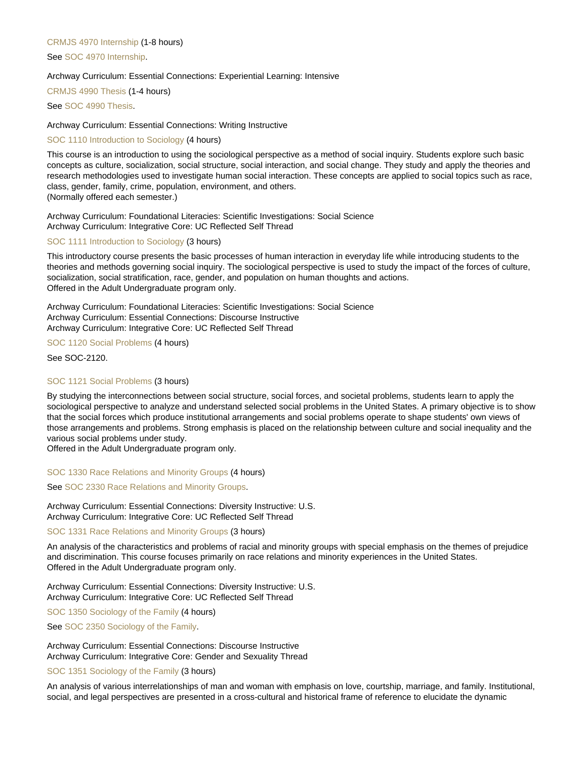CRMJS 4970 Internship (1-8 hours)

See SOC 4970 Internship.

Archway Curriculum: Essential Connections: Experiential Learning: Intensive

CRMJS 4990 Thesis (1-4 hours)

See SOC 4990 Thesis.

Archway Curriculum: Essential Connections: Writing Instructive

SOC 1110 Introduction to Sociology (4 hours)

This course is an introduction to using the sociological perspective as a method of social inquiry. Students explore such basic concepts as culture, socialization, social structure, social interaction, and social change. They study and apply the theories and research methodologies used to investigate human social interaction. These concepts are applied to social topics such as race, class, gender, family, crime, population, environment, and others.
(Normally offered each semester.)

Archway Curriculum: Foundational Literacies: Scientific Investigations: Social Science
Archway Curriculum: Integrative Core: UC Reflected Self Thread

SOC 1111 Introduction to Sociology (3 hours)

This introductory course presents the basic processes of human interaction in everyday life while introducing students to the theories and methods governing social inquiry. The sociological perspective is used to study the impact of the forces of culture, socialization, social stratification, race, gender, and population on human thoughts and actions.
Offered in the Adult Undergraduate program only.

Archway Curriculum: Foundational Literacies: Scientific Investigations: Social Science
Archway Curriculum: Essential Connections: Discourse Instructive
Archway Curriculum: Integrative Core: UC Reflected Self Thread

SOC 1120 Social Problems (4 hours)

See SOC-2120.

SOC 1121 Social Problems (3 hours)

By studying the interconnections between social structure, social forces, and societal problems, students learn to apply the sociological perspective to analyze and understand selected social problems in the United States. A primary objective is to show that the social forces which produce institutional arrangements and social problems operate to shape students' own views of those arrangements and problems. Strong emphasis is placed on the relationship between culture and social inequality and the various social problems under study.
Offered in the Adult Undergraduate program only.

SOC 1330 Race Relations and Minority Groups (4 hours)

See SOC 2330 Race Relations and Minority Groups.

Archway Curriculum: Essential Connections: Diversity Instructive: U.S.
Archway Curriculum: Integrative Core: UC Reflected Self Thread

SOC 1331 Race Relations and Minority Groups (3 hours)

An analysis of the characteristics and problems of racial and minority groups with special emphasis on the themes of prejudice and discrimination. This course focuses primarily on race relations and minority experiences in the United States.
Offered in the Adult Undergraduate program only.

Archway Curriculum: Essential Connections: Diversity Instructive: U.S.
Archway Curriculum: Integrative Core: UC Reflected Self Thread

SOC 1350 Sociology of the Family (4 hours)

See SOC 2350 Sociology of the Family.

Archway Curriculum: Essential Connections: Discourse Instructive
Archway Curriculum: Integrative Core: Gender and Sexuality Thread

SOC 1351 Sociology of the Family (3 hours)

An analysis of various interrelationships of man and woman with emphasis on love, courtship, marriage, and family. Institutional, social, and legal perspectives are presented in a cross-cultural and historical frame of reference to elucidate the dynamic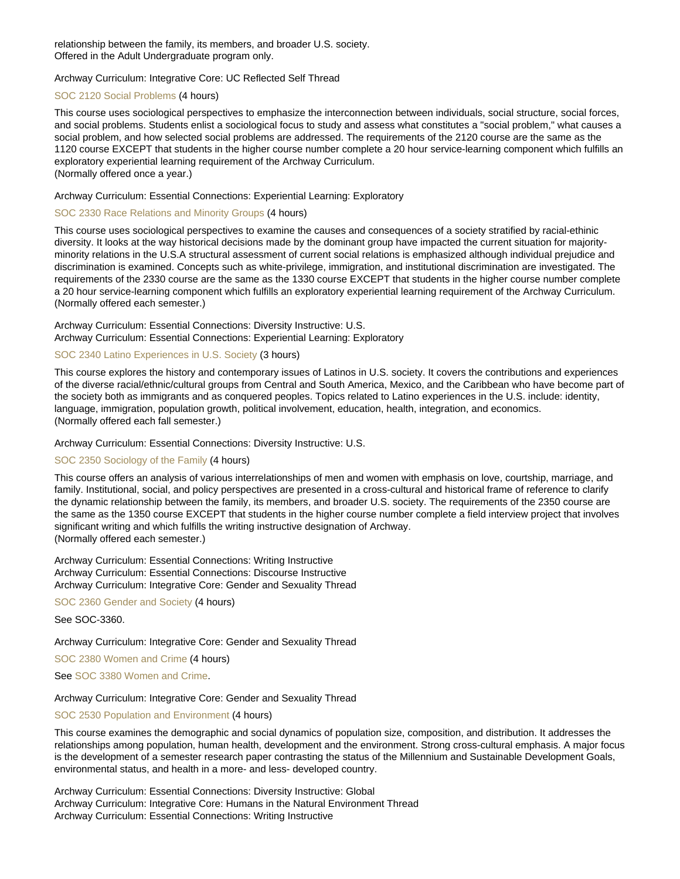relationship between the family, its members, and broader U.S. society.
Offered in the Adult Undergraduate program only.

Archway Curriculum: Integrative Core: UC Reflected Self Thread

### SOC 2120 Social Problems (4 hours)

This course uses sociological perspectives to emphasize the interconnection between individuals, social structure, social forces, and social problems. Students enlist a sociological focus to study and assess what constitutes a "social problem," what causes a social problem, and how selected social problems are addressed. The requirements of the 2120 course are the same as the 1120 course EXCEPT that students in the higher course number complete a 20 hour service-learning component which fulfills an exploratory experiential learning requirement of the Archway Curriculum.
(Normally offered once a year.)

Archway Curriculum: Essential Connections: Experiential Learning: Exploratory

### SOC 2330 Race Relations and Minority Groups (4 hours)

This course uses sociological perspectives to examine the causes and consequences of a society stratified by racial-ethnic diversity. It looks at the way historical decisions made by the dominant group have impacted the current situation for majority-minority relations in the U.S.A structural assessment of current social relations is emphasized although individual prejudice and discrimination is examined. Concepts such as white-privilege, immigration, and institutional discrimination are investigated. The requirements of the 2330 course are the same as the 1330 course EXCEPT that students in the higher course number complete a 20 hour service-learning component which fulfills an exploratory experiential learning requirement of the Archway Curriculum.
(Normally offered each semester.)

Archway Curriculum: Essential Connections: Diversity Instructive: U.S.
Archway Curriculum: Essential Connections: Experiential Learning: Exploratory

### SOC 2340 Latino Experiences in U.S. Society (3 hours)

This course explores the history and contemporary issues of Latinos in U.S. society. It covers the contributions and experiences of the diverse racial/ethnic/cultural groups from Central and South America, Mexico, and the Caribbean who have become part of the society both as immigrants and as conquered peoples. Topics related to Latino experiences in the U.S. include: identity, language, immigration, population growth, political involvement, education, health, integration, and economics.
(Normally offered each fall semester.)

Archway Curriculum: Essential Connections: Diversity Instructive: U.S.

### SOC 2350 Sociology of the Family (4 hours)

This course offers an analysis of various interrelationships of men and women with emphasis on love, courtship, marriage, and family. Institutional, social, and policy perspectives are presented in a cross-cultural and historical frame of reference to clarify the dynamic relationship between the family, its members, and broader U.S. society. The requirements of the 2350 course are the same as the 1350 course EXCEPT that students in the higher course number complete a field interview project that involves significant writing and which fulfills the writing instructive designation of Archway.
(Normally offered each semester.)

Archway Curriculum: Essential Connections: Writing Instructive
Archway Curriculum: Essential Connections: Discourse Instructive
Archway Curriculum: Integrative Core: Gender and Sexuality Thread

### SOC 2360 Gender and Society (4 hours)

See SOC-3360.

Archway Curriculum: Integrative Core: Gender and Sexuality Thread

### SOC 2380 Women and Crime (4 hours)

See SOC 3380 Women and Crime.

Archway Curriculum: Integrative Core: Gender and Sexuality Thread

### SOC 2530 Population and Environment (4 hours)

This course examines the demographic and social dynamics of population size, composition, and distribution. It addresses the relationships among population, human health, development and the environment. Strong cross-cultural emphasis. A major focus is the development of a semester research paper contrasting the status of the Millennium and Sustainable Development Goals, environmental status, and health in a more- and less- developed country.

Archway Curriculum: Essential Connections: Diversity Instructive: Global
Archway Curriculum: Integrative Core: Humans in the Natural Environment Thread
Archway Curriculum: Essential Connections: Writing Instructive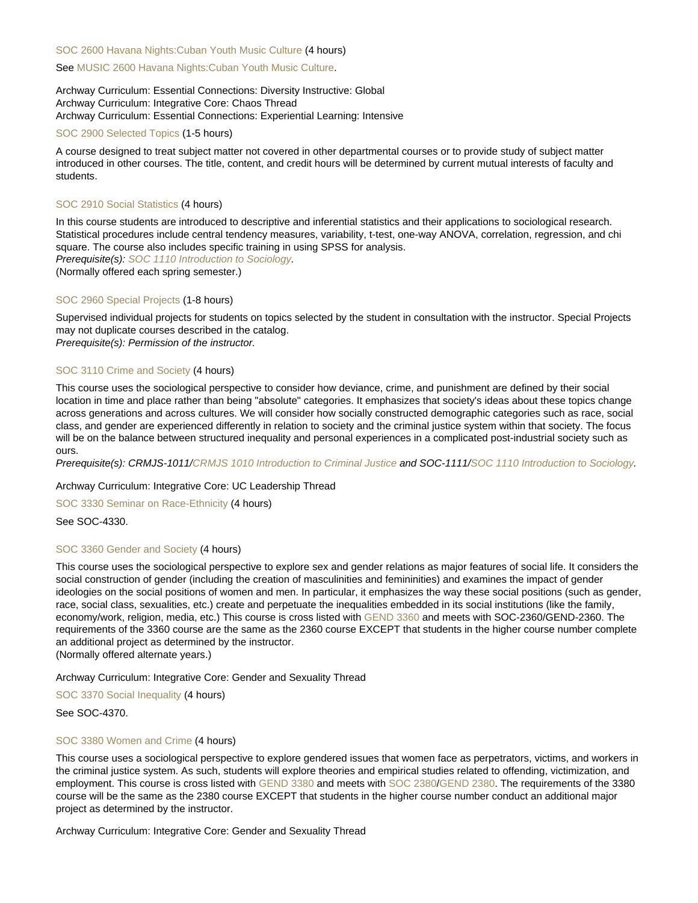### SOC 2600 Havana Nights:Cuban Youth Music Culture (4 hours)

See MUSIC 2600 Havana Nights:Cuban Youth Music Culture.

Archway Curriculum: Essential Connections: Diversity Instructive: Global
Archway Curriculum: Integrative Core: Chaos Thread
Archway Curriculum: Essential Connections: Experiential Learning: Intensive

### SOC 2900 Selected Topics (1-5 hours)

A course designed to treat subject matter not covered in other departmental courses or to provide study of subject matter introduced in other courses. The title, content, and credit hours will be determined by current mutual interests of faculty and students.

### SOC 2910 Social Statistics (4 hours)

In this course students are introduced to descriptive and inferential statistics and their applications to sociological research. Statistical procedures include central tendency measures, variability, t-test, one-way ANOVA, correlation, regression, and chi square. The course also includes specific training in using SPSS for analysis.
*Prerequisite(s): SOC 1110 Introduction to Sociology.*
(Normally offered each spring semester.)

### SOC 2960 Special Projects (1-8 hours)

Supervised individual projects for students on topics selected by the student in consultation with the instructor. Special Projects may not duplicate courses described in the catalog.
*Prerequisite(s): Permission of the instructor.*

### SOC 3110 Crime and Society (4 hours)

This course uses the sociological perspective to consider how deviance, crime, and punishment are defined by their social location in time and place rather than being "absolute" categories. It emphasizes that society's ideas about these topics change across generations and across cultures. We will consider how socially constructed demographic categories such as race, social class, and gender are experienced differently in relation to society and the criminal justice system within that society. The focus will be on the balance between structured inequality and personal experiences in a complicated post-industrial society such as ours.
*Prerequisite(s): CRMJS-1011/CRMJS 1010 Introduction to Criminal Justice and SOC-1111/SOC 1110 Introduction to Sociology.*

Archway Curriculum: Integrative Core: UC Leadership Thread

### SOC 3330 Seminar on Race-Ethnicity (4 hours)

See SOC-4330.

### SOC 3360 Gender and Society (4 hours)

This course uses the sociological perspective to explore sex and gender relations as major features of social life. It considers the social construction of gender (including the creation of masculinities and femininities) and examines the impact of gender ideologies on the social positions of women and men. In particular, it emphasizes the way these social positions (such as gender, race, social class, sexualities, etc.) create and perpetuate the inequalities embedded in its social institutions (like the family, economy/work, religion, media, etc.) This course is cross listed with GEND 3360 and meets with SOC-2360/GEND-2360. The requirements of the 3360 course are the same as the 2360 course EXCEPT that students in the higher course number complete an additional project as determined by the instructor.
(Normally offered alternate years.)

Archway Curriculum: Integrative Core: Gender and Sexuality Thread

### SOC 3370 Social Inequality (4 hours)

See SOC-4370.

### SOC 3380 Women and Crime (4 hours)

This course uses a sociological perspective to explore gendered issues that women face as perpetrators, victims, and workers in the criminal justice system. As such, students will explore theories and empirical studies related to offending, victimization, and employment. This course is cross listed with GEND 3380 and meets with SOC 2380/GEND 2380. The requirements of the 3380 course will be the same as the 2380 course EXCEPT that students in the higher course number conduct an additional major project as determined by the instructor.

Archway Curriculum: Integrative Core: Gender and Sexuality Thread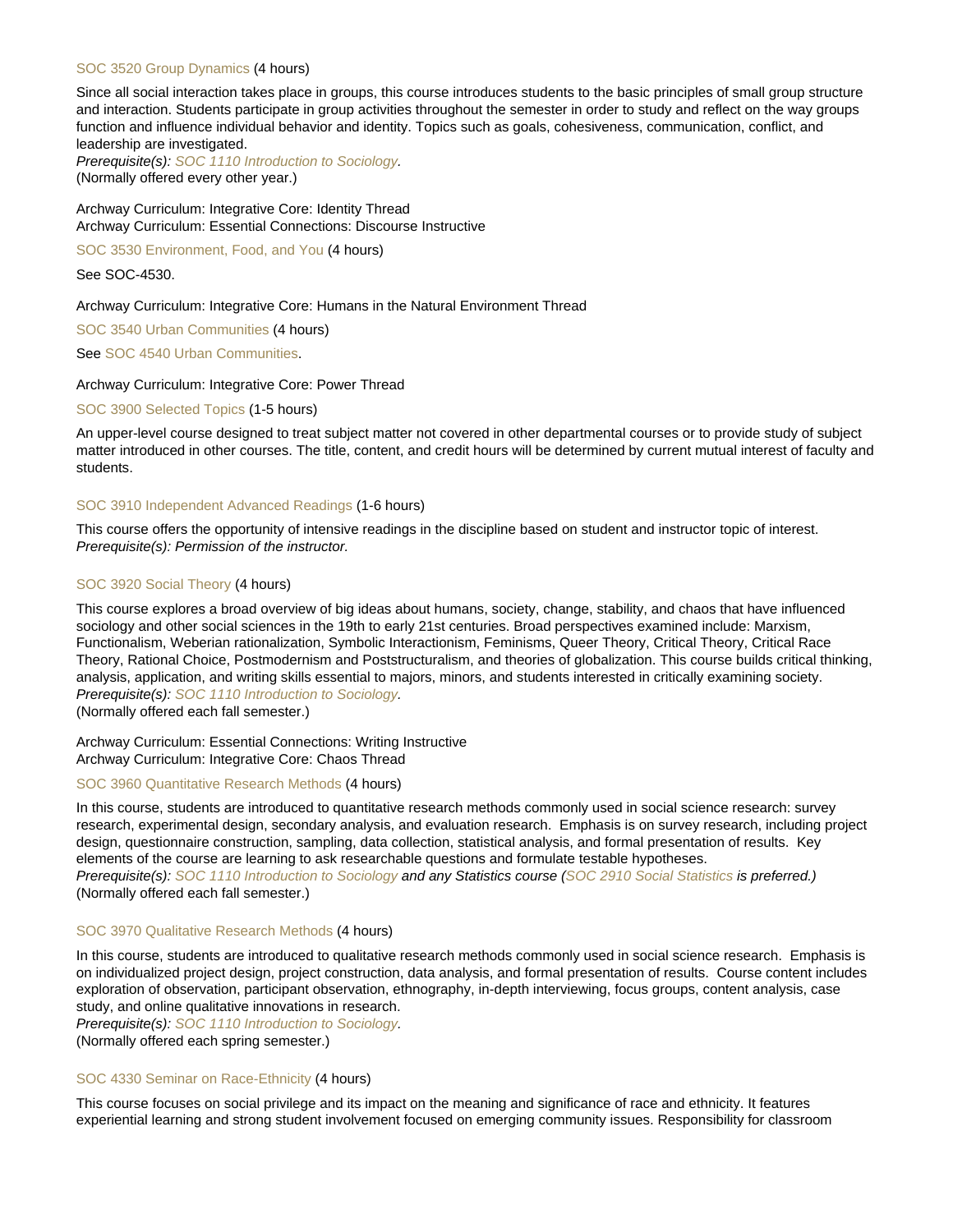### SOC 3520 Group Dynamics (4 hours)

Since all social interaction takes place in groups, this course introduces students to the basic principles of small group structure and interaction. Students participate in group activities throughout the semester in order to study and reflect on the way groups function and influence individual behavior and identity. Topics such as goals, cohesiveness, communication, conflict, and leadership are investigated.
*Prerequisite(s): SOC 1110 Introduction to Sociology.*
(Normally offered every other year.)

Archway Curriculum: Integrative Core: Identity Thread
Archway Curriculum: Essential Connections: Discourse Instructive

### SOC 3530 Environment, Food, and You (4 hours)

See SOC-4530.

Archway Curriculum: Integrative Core: Humans in the Natural Environment Thread

### SOC 3540 Urban Communities (4 hours)

See SOC 4540 Urban Communities.

Archway Curriculum: Integrative Core: Power Thread

### SOC 3900 Selected Topics (1-5 hours)

An upper-level course designed to treat subject matter not covered in other departmental courses or to provide study of subject matter introduced in other courses. The title, content, and credit hours will be determined by current mutual interest of faculty and students.

### SOC 3910 Independent Advanced Readings (1-6 hours)

This course offers the opportunity of intensive readings in the discipline based on student and instructor topic of interest.
*Prerequisite(s): Permission of the instructor.*

### SOC 3920 Social Theory (4 hours)

This course explores a broad overview of big ideas about humans, society, change, stability, and chaos that have influenced sociology and other social sciences in the 19th to early 21st centuries. Broad perspectives examined include: Marxism, Functionalism, Weberian rationalization, Symbolic Interactionism, Feminisms, Queer Theory, Critical Theory, Critical Race Theory, Rational Choice, Postmodernism and Poststructuralism, and theories of globalization. This course builds critical thinking, analysis, application, and writing skills essential to majors, minors, and students interested in critically examining society.
*Prerequisite(s): SOC 1110 Introduction to Sociology.*
(Normally offered each fall semester.)

Archway Curriculum: Essential Connections: Writing Instructive
Archway Curriculum: Integrative Core: Chaos Thread

### SOC 3960 Quantitative Research Methods (4 hours)

In this course, students are introduced to quantitative research methods commonly used in social science research: survey research, experimental design, secondary analysis, and evaluation research. Emphasis is on survey research, including project design, questionnaire construction, sampling, data collection, statistical analysis, and formal presentation of results. Key elements of the course are learning to ask researchable questions and formulate testable hypotheses.
*Prerequisite(s): SOC 1110 Introduction to Sociology and any Statistics course (SOC 2910 Social Statistics is preferred.)*
(Normally offered each fall semester.)

### SOC 3970 Qualitative Research Methods (4 hours)

In this course, students are introduced to qualitative research methods commonly used in social science research. Emphasis is on individualized project design, project construction, data analysis, and formal presentation of results. Course content includes exploration of observation, participant observation, ethnography, in-depth interviewing, focus groups, content analysis, case study, and online qualitative innovations in research.
*Prerequisite(s): SOC 1110 Introduction to Sociology.*
(Normally offered each spring semester.)

### SOC 4330 Seminar on Race-Ethnicity (4 hours)

This course focuses on social privilege and its impact on the meaning and significance of race and ethnicity. It features experiential learning and strong student involvement focused on emerging community issues. Responsibility for classroom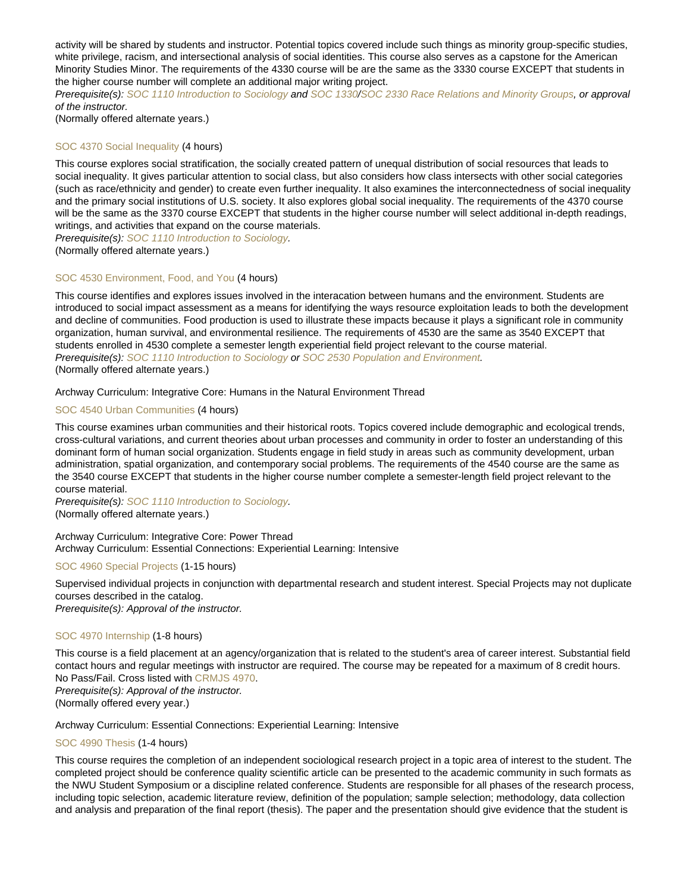activity will be shared by students and instructor. Potential topics covered include such things as minority group-specific studies, white privilege, racism, and intersectional analysis of social identities. This course also serves as a capstone for the American Minority Studies Minor. The requirements of the 4330 course will be are the same as the 3330 course EXCEPT that students in the higher course number will complete an additional major writing project.

*Prerequisite(s): SOC 1110 Introduction to Sociology and SOC 1330/SOC 2330 Race Relations and Minority Groups, or approval of the instructor.*

(Normally offered alternate years.)

### SOC 4370 Social Inequality (4 hours)

This course explores social stratification, the socially created pattern of unequal distribution of social resources that leads to social inequality. It gives particular attention to social class, but also considers how class intersects with other social categories (such as race/ethnicity and gender) to create even further inequality. It also examines the interconnectedness of social inequality and the primary social institutions of U.S. society. It also explores global social inequality. The requirements of the 4370 course will be the same as the 3370 course EXCEPT that students in the higher course number will select additional in-depth readings, writings, and activities that expand on the course materials.

*Prerequisite(s): SOC 1110 Introduction to Sociology.*

(Normally offered alternate years.)

### SOC 4530 Environment, Food, and You (4 hours)

This course identifies and explores issues involved in the interacation between humans and the environment. Students are introduced to social impact assessment as a means for identifying the ways resource exploitation leads to both the development and decline of communities. Food production is used to illustrate these impacts because it plays a significant role in community organization, human survival, and environmental resilience. The requirements of 4530 are the same as 3540 EXCEPT that students enrolled in 4530 complete a semester length experiential field project relevant to the course material.

*Prerequisite(s): SOC 1110 Introduction to Sociology or SOC 2530 Population and Environment.*

(Normally offered alternate years.)

Archway Curriculum: Integrative Core: Humans in the Natural Environment Thread

### SOC 4540 Urban Communities (4 hours)

This course examines urban communities and their historical roots. Topics covered include demographic and ecological trends, cross-cultural variations, and current theories about urban processes and community in order to foster an understanding of this dominant form of human social organization. Students engage in field study in areas such as community development, urban administration, spatial organization, and contemporary social problems. The requirements of the 4540 course are the same as the 3540 course EXCEPT that students in the higher course number complete a semester-length field project relevant to the course material.

*Prerequisite(s): SOC 1110 Introduction to Sociology.*

(Normally offered alternate years.)

Archway Curriculum: Integrative Core: Power Thread
Archway Curriculum: Essential Connections: Experiential Learning: Intensive

### SOC 4960 Special Projects (1-15 hours)

Supervised individual projects in conjunction with departmental research and student interest. Special Projects may not duplicate courses described in the catalog.

*Prerequisite(s): Approval of the instructor.*

### SOC 4970 Internship (1-8 hours)

This course is a field placement at an agency/organization that is related to the student's area of career interest. Substantial field contact hours and regular meetings with instructor are required. The course may be repeated for a maximum of 8 credit hours. No Pass/Fail. Cross listed with CRMJS 4970.

*Prerequisite(s): Approval of the instructor.*

(Normally offered every year.)

Archway Curriculum: Essential Connections: Experiential Learning: Intensive

### SOC 4990 Thesis (1-4 hours)

This course requires the completion of an independent sociological research project in a topic area of interest to the student. The completed project should be conference quality scientific article can be presented to the academic community in such formats as the NWU Student Symposium or a discipline related conference. Students are responsible for all phases of the research process, including topic selection, academic literature review, definition of the population; sample selection; methodology, data collection and analysis and preparation of the final report (thesis). The paper and the presentation should give evidence that the student is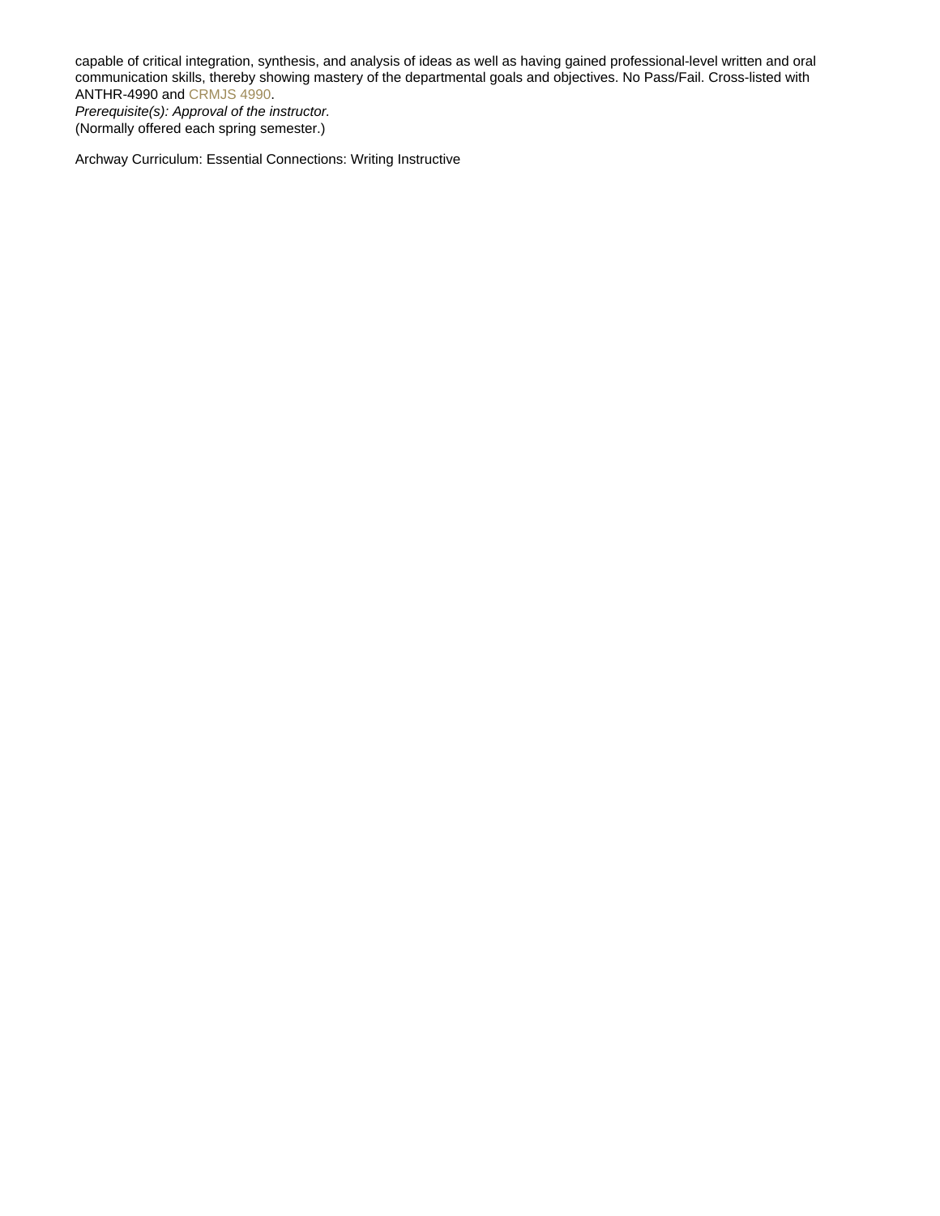capable of critical integration, synthesis, and analysis of ideas as well as having gained professional-level written and oral communication skills, thereby showing mastery of the departmental goals and objectives. No Pass/Fail. Cross-listed with ANTHR-4990 and CRMJS 4990.
*Prerequisite(s): Approval of the instructor.*
(Normally offered each spring semester.)

Archway Curriculum: Essential Connections: Writing Instructive